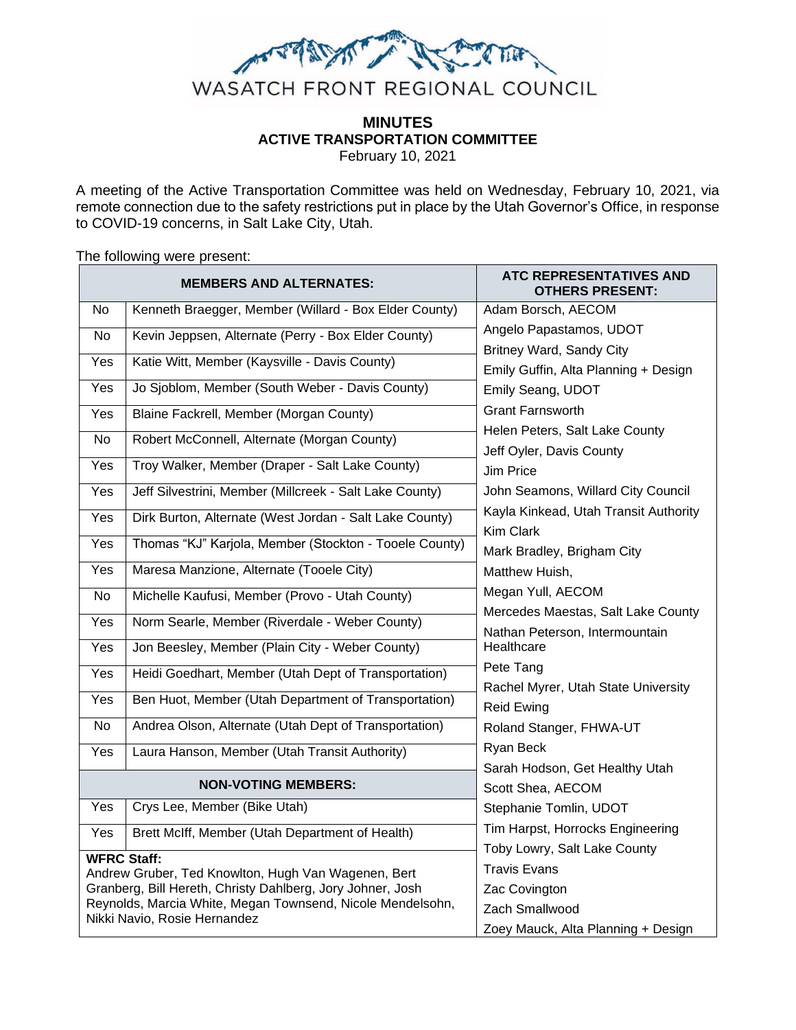WASATCH FRONT REGIONAL COUNCIL

# MINUTES
## ACTIVE TRANSPORTATION COMMITTEE
February 10, 2021

A meeting of the Active Transportation Committee was held on Wednesday, February 10, 2021, via remote connection due to the safety restrictions put in place by the Utah Governor's Office, in response to COVID-19 concerns, in Salt Lake City, Utah.

The following were present:

| MEMBERS AND ALTERNATES: | | ATC REPRESENTATIVES AND OTHERS PRESENT: |
|---|---|---|
| No | Kenneth Braegger, Member (Willard - Box Elder County) | Adam Borsch, AECOM |
| No | Kevin Jeppsen, Alternate (Perry - Box Elder County) | Angelo Papastamos, UDOT |
| Yes | Katie Witt, Member (Kaysville - Davis County) | Britney Ward, Sandy City |
| Yes | Jo Sjoblom, Member (South Weber - Davis County) | Emily Guffin, Alta Planning + Design |
| Yes | Blaine Fackrell, Member (Morgan County) | Emily Seang, UDOT |
| No | Robert McConnell, Alternate (Morgan County) | Grant Farnsworth |
| Yes | Troy Walker, Member (Draper - Salt Lake County) | Helen Peters, Salt Lake County |
| Yes | Jeff Silvestrini, Member (Millcreek - Salt Lake County) | Jeff Oyler, Davis County |
| Yes | Dirk Burton, Alternate (West Jordan - Salt Lake County) | Jim Price |
| Yes | Thomas "KJ" Karjola, Member (Stockton - Tooele County) | John Seamons, Willard City Council |
| Yes | Maresa Manzione, Alternate (Tooele City) | Kayla Kinkead, Utah Transit Authority |
| No | Michelle Kaufusi, Member (Provo - Utah County) | Kim Clark |
| Yes | Norm Searle, Member (Riverdale - Weber County) | Mark Bradley, Brigham City |
| Yes | Jon Beesley, Member (Plain City - Weber County) | Matthew Huish, |
| Yes | Heidi Goedhart, Member (Utah Dept of Transportation) | Megan Yull, AECOM |
| Yes | Ben Huot, Member (Utah Department of Transportation) | Mercedes Maestas, Salt Lake County |
| No | Andrea Olson, Alternate (Utah Dept of Transportation) | Nathan Peterson, Intermountain Healthcare |
| Yes | Laura Hanson, Member (Utah Transit Authority) | Pete Tang |
| **NON-VOTING MEMBERS:** | | Rachel Myrer, Utah State University |
| Yes | Crys Lee, Member (Bike Utah) | Reid Ewing |
| Yes | Brett McIff, Member (Utah Department of Health) | Roland Stanger, FHWA-UT |
| **WFRC Staff:** Andrew Gruber, Ted Knowlton, Hugh Van Wagenen, Bert Granberg, Bill Hereth, Christy Dahlberg, Jory Johner, Josh Reynolds, Marcia White, Megan Townsend, Nicole Mendelsohn, Nikki Navio, Rosie Hernandez | | Ryan Beck |
| | | Sarah Hodson, Get Healthy Utah |
| | | Scott Shea, AECOM |
| | | Stephanie Tomlin, UDOT |
| | | Tim Harpst, Horrocks Engineering |
| | | Toby Lowry, Salt Lake County |
| | | Travis Evans |
| | | Zac Covington |
| | | Zach Smallwood |
| | | Zoey Mauck, Alta Planning + Design |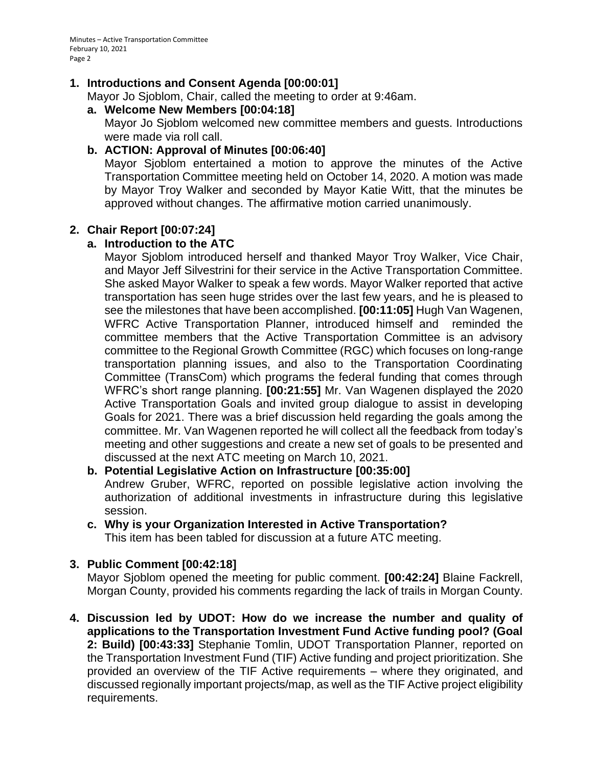1. **Introductions and Consent Agenda [00:00:01]**

   Mayor Jo Sjoblom, Chair, called the meeting to order at 9:46am.

   a. **Welcome New Members [00:04:18]**

      Mayor Jo Sjoblom welcomed new committee members and guests. Introductions were made via roll call.

   b. **ACTION: Approval of Minutes [00:06:40]**

      Mayor Sjoblom entertained a motion to approve the minutes of the Active Transportation Committee meeting held on October 14, 2020. A motion was made by Mayor Troy Walker and seconded by Mayor Katie Witt, that the minutes be approved without changes. The affirmative motion carried unanimously.

2. **Chair Report [00:07:24]**

   a. **Introduction to the ATC**

      Mayor Sjoblom introduced herself and thanked Mayor Troy Walker, Vice Chair, and Mayor Jeff Silvestrini for their service in the Active Transportation Committee. She asked Mayor Walker to speak a few words. Mayor Walker reported that active transportation has seen huge strides over the last few years, and he is pleased to see the milestones that have been accomplished. **[00:11:05]** Hugh Van Wagenen, WFRC Active Transportation Planner, introduced himself and reminded the committee members that the Active Transportation Committee is an advisory committee to the Regional Growth Committee (RGC) which focuses on long-range transportation planning issues, and also to the Transportation Coordinating Committee (TransCom) which programs the federal funding that comes through WFRC's short range planning. **[00:21:55]** Mr. Van Wagenen displayed the 2020 Active Transportation Goals and invited group dialogue to assist in developing Goals for 2021. There was a brief discussion held regarding the goals among the committee. Mr. Van Wagenen reported he will collect all the feedback from today's meeting and other suggestions and create a new set of goals to be presented and discussed at the next ATC meeting on March 10, 2021.

   b. **Potential Legislative Action on Infrastructure [00:35:00]**

      Andrew Gruber, WFRC, reported on possible legislative action involving the authorization of additional investments in infrastructure during this legislative session.

   c. **Why is your Organization Interested in Active Transportation?**

      This item has been tabled for discussion at a future ATC meeting.

3. **Public Comment [00:42:18]**

   Mayor Sjoblom opened the meeting for public comment. **[00:42:24]** Blaine Fackrell, Morgan County, provided his comments regarding the lack of trails in Morgan County.

4. **Discussion led by UDOT: How do we increase the number and quality of applications to the Transportation Investment Fund Active funding pool? (Goal 2: Build) [00:43:33]** Stephanie Tomlin, UDOT Transportation Planner, reported on the Transportation Investment Fund (TIF) Active funding and project prioritization. She provided an overview of the TIF Active requirements – where they originated, and discussed regionally important projects/map, as well as the TIF Active project eligibility requirements.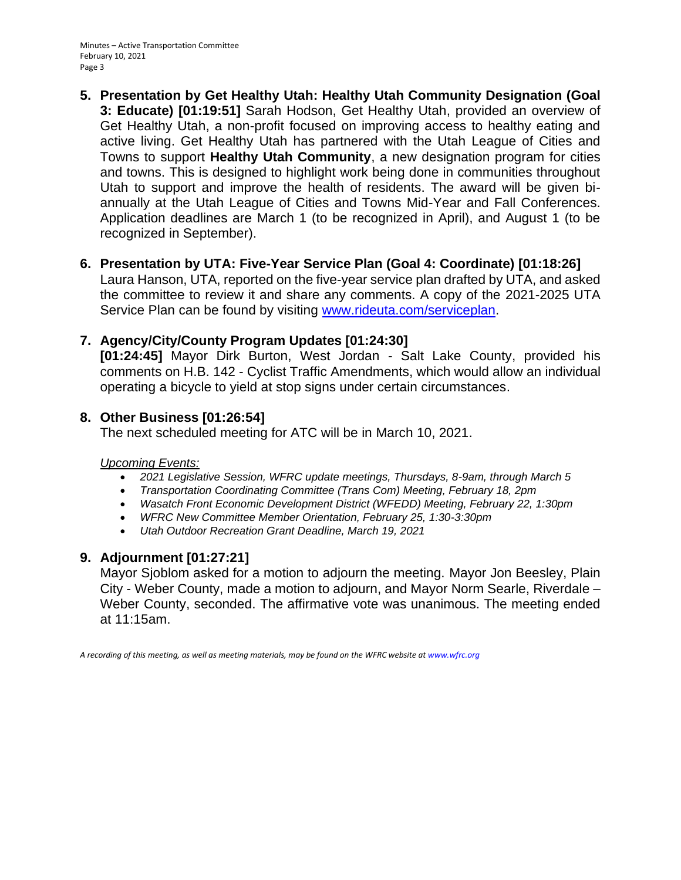5. **Presentation by Get Healthy Utah: Healthy Utah Community Designation (Goal 3: Educate) [01:19:51]** Sarah Hodson, Get Healthy Utah, provided an overview of Get Healthy Utah, a non-profit focused on improving access to healthy eating and active living. Get Healthy Utah has partnered with the Utah League of Cities and Towns to support **Healthy Utah Community**, a new designation program for cities and towns. This is designed to highlight work being done in communities throughout Utah to support and improve the health of residents. The award will be given bi-annually at the Utah League of Cities and Towns Mid-Year and Fall Conferences. Application deadlines are March 1 (to be recognized in April), and August 1 (to be recognized in September).

6. **Presentation by UTA: Five-Year Service Plan (Goal 4: Coordinate) [01:18:26]** Laura Hanson, UTA, reported on the five-year service plan drafted by UTA, and asked the committee to review it and share any comments. A copy of the 2021-2025 UTA Service Plan can be found by visiting [www.rideuta.com/serviceplan](www.rideuta.com/serviceplan).

7. **Agency/City/County Program Updates [01:24:30]**
   **[01:24:45]** Mayor Dirk Burton, West Jordan - Salt Lake County, provided his comments on H.B. 142 - Cyclist Traffic Amendments, which would allow an individual operating a bicycle to yield at stop signs under certain circumstances.

8. **Other Business [01:26:54]**
   The next scheduled meeting for ATC will be in March 10, 2021.

   *Upcoming Events:*
   - *2021 Legislative Session, WFRC update meetings, Thursdays, 8-9am, through March 5*
   - *Transportation Coordinating Committee (Trans Com) Meeting, February 18, 2pm*
   - *Wasatch Front Economic Development District (WFEDD) Meeting, February 22, 1:30pm*
   - *WFRC New Committee Member Orientation, February 25, 1:30-3:30pm*
   - *Utah Outdoor Recreation Grant Deadline, March 19, 2021*

9. **Adjournment [01:27:21]**
   Mayor Sjoblom asked for a motion to adjourn the meeting. Mayor Jon Beesley, Plain City - Weber County, made a motion to adjourn, and Mayor Norm Searle, Riverdale – Weber County, seconded. The affirmative vote was unanimous. The meeting ended at 11:15am.

*A recording of this meeting, as well as meeting materials, may be found on the WFRC website at www.wfrc.org*